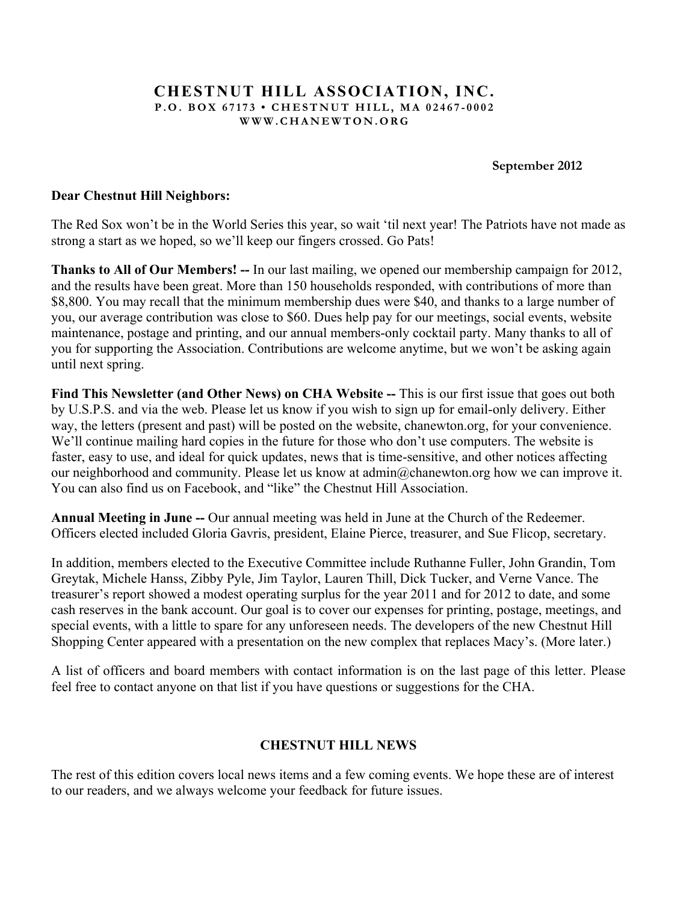# CHESTNUT HILL ASSOCIATION, INC.

**P.O. BOX 67173 • CHESTNUT HILL, MA 02467-0002**
**WWW.CHANEWTON.ORG**

**September 2012**

**Dear Chestnut Hill Neighbors:**

The Red Sox won't be in the World Series this year, so wait 'til next year! The Patriots have not made as strong a start as we hoped, so we'll keep our fingers crossed. Go Pats!

**Thanks to All of Our Members! --** In our last mailing, we opened our membership campaign for 2012, and the results have been great. More than 150 households responded, with contributions of more than $8,800. You may recall that the minimum membership dues were $40, and thanks to a large number of you, our average contribution was close to $60. Dues help pay for our meetings, social events, website maintenance, postage and printing, and our annual members-only cocktail party. Many thanks to all of you for supporting the Association. Contributions are welcome anytime, but we won't be asking again until next spring.

**Find This Newsletter (and Other News) on CHA Website --** This is our first issue that goes out both by U.S.P.S. and via the web. Please let us know if you wish to sign up for email-only delivery. Either way, the letters (present and past) will be posted on the website, chanewton.org, for your convenience. We'll continue mailing hard copies in the future for those who don't use computers. The website is faster, easy to use, and ideal for quick updates, news that is time-sensitive, and other notices affecting our neighborhood and community. Please let us know at admin@chanewton.org how we can improve it. You can also find us on Facebook, and "like" the Chestnut Hill Association.

**Annual Meeting in June --** Our annual meeting was held in June at the Church of the Redeemer. Officers elected included Gloria Gavris, president, Elaine Pierce, treasurer, and Sue Flicop, secretary.

In addition, members elected to the Executive Committee include Ruthanne Fuller, John Grandin, Tom Greytak, Michele Hanss, Zibby Pyle, Jim Taylor, Lauren Thill, Dick Tucker, and Verne Vance. The treasurer's report showed a modest operating surplus for the year 2011 and for 2012 to date, and some cash reserves in the bank account. Our goal is to cover our expenses for printing, postage, meetings, and special events, with a little to spare for any unforeseen needs. The developers of the new Chestnut Hill Shopping Center appeared with a presentation on the new complex that replaces Macy's. (More later.)

A list of officers and board members with contact information is on the last page of this letter. Please feel free to contact anyone on that list if you have questions or suggestions for the CHA.

## CHESTNUT HILL NEWS

The rest of this edition covers local news items and a few coming events. We hope these are of interest to our readers, and we always welcome your feedback for future issues.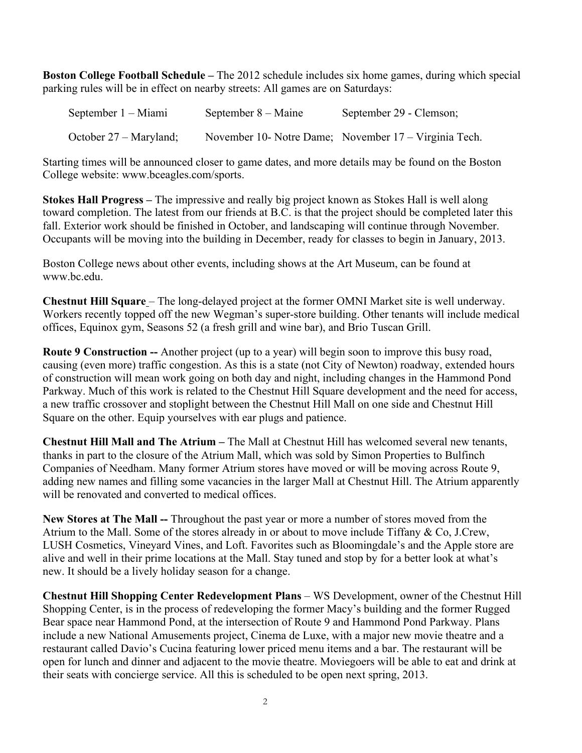**Boston College Football Schedule –** The 2012 schedule includes six home games, during which special parking rules will be in effect on nearby streets: All games are on Saturdays:

| | | |
|---|---|---|
| September 1 – Miami | September 8 – Maine | September 29 - Clemson; |
| October 27 – Maryland; | November 10- Notre Dame; | November 17 – Virginia Tech. |

Starting times will be announced closer to game dates, and more details may be found on the Boston College website: www.bceagles.com/sports.

**Stokes Hall Progress –** The impressive and really big project known as Stokes Hall is well along toward completion. The latest from our friends at B.C. is that the project should be completed later this fall. Exterior work should be finished in October, and landscaping will continue through November. Occupants will be moving into the building in December, ready for classes to begin in January, 2013.

Boston College news about other events, including shows at the Art Museum, can be found at www.bc.edu.

**Chestnut Hill Square** – The long-delayed project at the former OMNI Market site is well underway. Workers recently topped off the new Wegman's super-store building. Other tenants will include medical offices, Equinox gym, Seasons 52 (a fresh grill and wine bar), and Brio Tuscan Grill.

**Route 9 Construction --** Another project (up to a year) will begin soon to improve this busy road, causing (even more) traffic congestion. As this is a state (not City of Newton) roadway, extended hours of construction will mean work going on both day and night, including changes in the Hammond Pond Parkway. Much of this work is related to the Chestnut Hill Square development and the need for access, a new traffic crossover and stoplight between the Chestnut Hill Mall on one side and Chestnut Hill Square on the other. Equip yourselves with ear plugs and patience.

**Chestnut Hill Mall and The Atrium –** The Mall at Chestnut Hill has welcomed several new tenants, thanks in part to the closure of the Atrium Mall, which was sold by Simon Properties to Bulfinch Companies of Needham. Many former Atrium stores have moved or will be moving across Route 9, adding new names and filling some vacancies in the larger Mall at Chestnut Hill. The Atrium apparently will be renovated and converted to medical offices.

**New Stores at The Mall --** Throughout the past year or more a number of stores moved from the Atrium to the Mall. Some of the stores already in or about to move include Tiffany & Co, J.Crew, LUSH Cosmetics, Vineyard Vines, and Loft. Favorites such as Bloomingdale's and the Apple store are alive and well in their prime locations at the Mall. Stay tuned and stop by for a better look at what's new. It should be a lively holiday season for a change.

**Chestnut Hill Shopping Center Redevelopment Plans** – WS Development, owner of the Chestnut Hill Shopping Center, is in the process of redeveloping the former Macy's building and the former Rugged Bear space near Hammond Pond, at the intersection of Route 9 and Hammond Pond Parkway. Plans include a new National Amusements project, Cinema de Luxe, with a major new movie theatre and a restaurant called Davio's Cucina featuring lower priced menu items and a bar. The restaurant will be open for lunch and dinner and adjacent to the movie theatre. Moviegoers will be able to eat and drink at their seats with concierge service. All this is scheduled to be open next spring, 2013.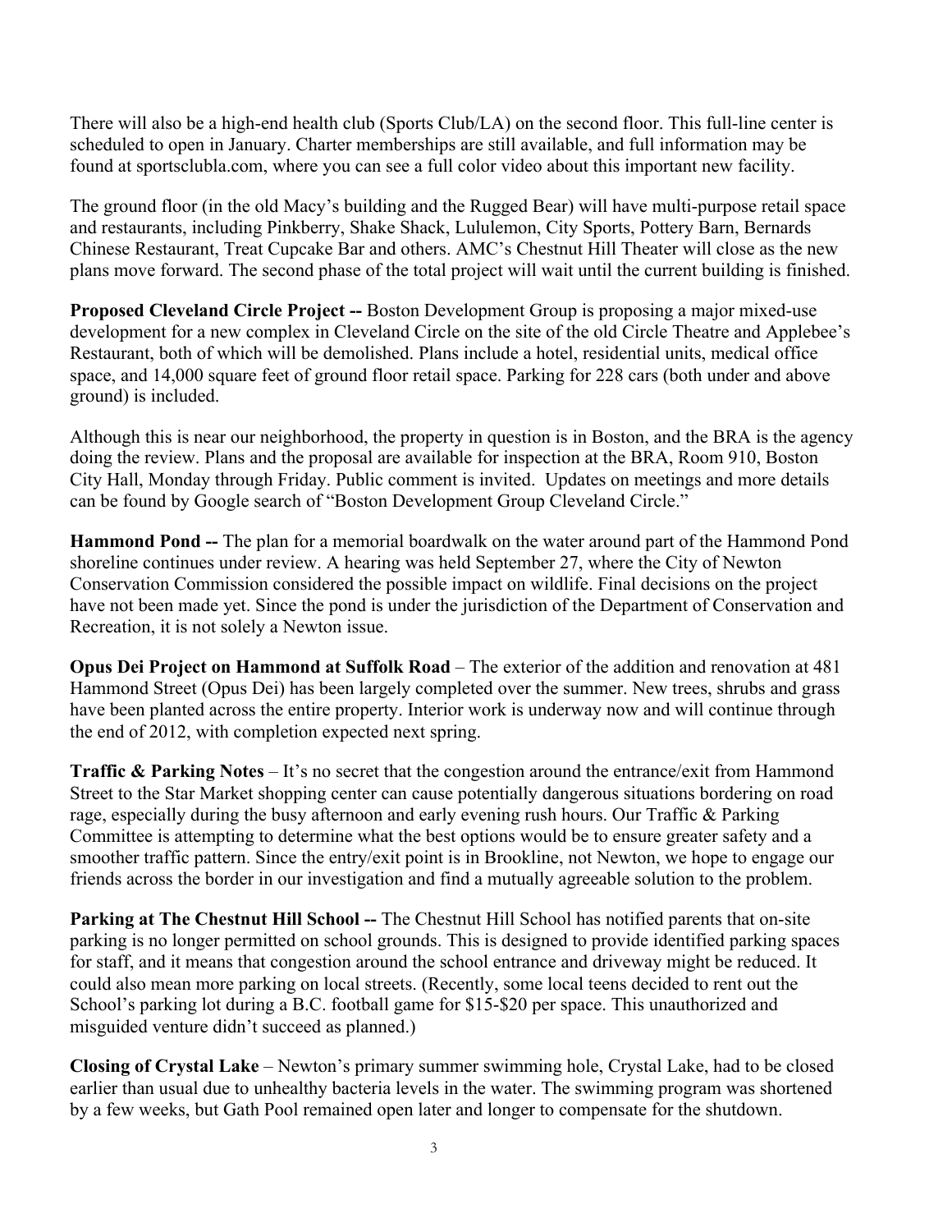There will also be a high-end health club (Sports Club/LA) on the second floor. This full-line center is scheduled to open in January. Charter memberships are still available, and full information may be found at sportsclubla.com, where you can see a full color video about this important new facility.

The ground floor (in the old Macy's building and the Rugged Bear) will have multi-purpose retail space and restaurants, including Pinkberry, Shake Shack, Lululemon, City Sports, Pottery Barn, Bernards Chinese Restaurant, Treat Cupcake Bar and others. AMC's Chestnut Hill Theater will close as the new plans move forward. The second phase of the total project will wait until the current building is finished.

**Proposed Cleveland Circle Project --** Boston Development Group is proposing a major mixed-use development for a new complex in Cleveland Circle on the site of the old Circle Theatre and Applebee's Restaurant, both of which will be demolished. Plans include a hotel, residential units, medical office space, and 14,000 square feet of ground floor retail space. Parking for 228 cars (both under and above ground) is included.

Although this is near our neighborhood, the property in question is in Boston, and the BRA is the agency doing the review. Plans and the proposal are available for inspection at the BRA, Room 910, Boston City Hall, Monday through Friday. Public comment is invited. Updates on meetings and more details can be found by Google search of "Boston Development Group Cleveland Circle."

**Hammond Pond --** The plan for a memorial boardwalk on the water around part of the Hammond Pond shoreline continues under review. A hearing was held September 27, where the City of Newton Conservation Commission considered the possible impact on wildlife. Final decisions on the project have not been made yet. Since the pond is under the jurisdiction of the Department of Conservation and Recreation, it is not solely a Newton issue.

**Opus Dei Project on Hammond at Suffolk Road** – The exterior of the addition and renovation at 481 Hammond Street (Opus Dei) has been largely completed over the summer. New trees, shrubs and grass have been planted across the entire property. Interior work is underway now and will continue through the end of 2012, with completion expected next spring.

**Traffic & Parking Notes** – It's no secret that the congestion around the entrance/exit from Hammond Street to the Star Market shopping center can cause potentially dangerous situations bordering on road rage, especially during the busy afternoon and early evening rush hours. Our Traffic & Parking Committee is attempting to determine what the best options would be to ensure greater safety and a smoother traffic pattern. Since the entry/exit point is in Brookline, not Newton, we hope to engage our friends across the border in our investigation and find a mutually agreeable solution to the problem.

**Parking at The Chestnut Hill School --** The Chestnut Hill School has notified parents that on-site parking is no longer permitted on school grounds. This is designed to provide identified parking spaces for staff, and it means that congestion around the school entrance and driveway might be reduced. It could also mean more parking on local streets. (Recently, some local teens decided to rent out the School's parking lot during a B.C. football game for $15-$20 per space. This unauthorized and misguided venture didn't succeed as planned.)

**Closing of Crystal Lake** – Newton's primary summer swimming hole, Crystal Lake, had to be closed earlier than usual due to unhealthy bacteria levels in the water. The swimming program was shortened by a few weeks, but Gath Pool remained open later and longer to compensate for the shutdown.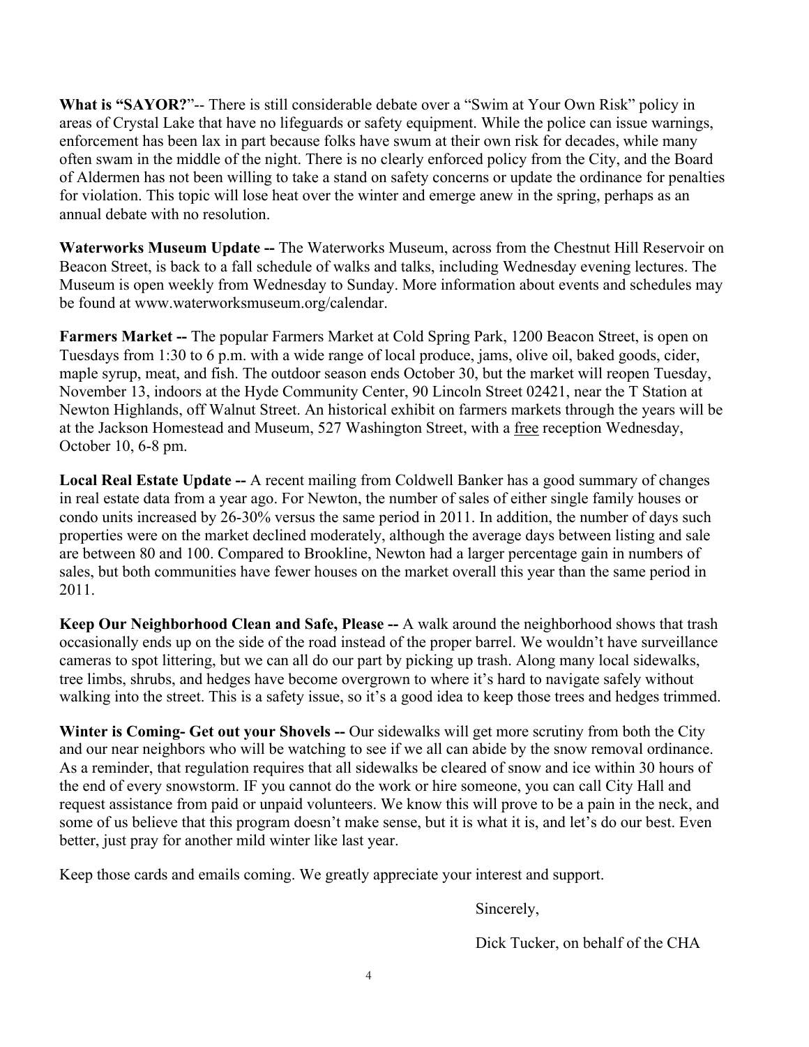**What is "SAYOR?"**-- There is still considerable debate over a "Swim at Your Own Risk" policy in areas of Crystal Lake that have no lifeguards or safety equipment. While the police can issue warnings, enforcement has been lax in part because folks have swum at their own risk for decades, while many often swam in the middle of the night. There is no clearly enforced policy from the City, and the Board of Aldermen has not been willing to take a stand on safety concerns or update the ordinance for penalties for violation. This topic will lose heat over the winter and emerge anew in the spring, perhaps as an annual debate with no resolution.

**Waterworks Museum Update --** The Waterworks Museum, across from the Chestnut Hill Reservoir on Beacon Street, is back to a fall schedule of walks and talks, including Wednesday evening lectures. The Museum is open weekly from Wednesday to Sunday. More information about events and schedules may be found at www.waterworksmuseum.org/calendar.

**Farmers Market --** The popular Farmers Market at Cold Spring Park, 1200 Beacon Street, is open on Tuesdays from 1:30 to 6 p.m. with a wide range of local produce, jams, olive oil, baked goods, cider, maple syrup, meat, and fish. The outdoor season ends October 30, but the market will reopen Tuesday, November 13, indoors at the Hyde Community Center, 90 Lincoln Street 02421, near the T Station at Newton Highlands, off Walnut Street. An historical exhibit on farmers markets through the years will be at the Jackson Homestead and Museum, 527 Washington Street, with a <u>free</u> reception Wednesday, October 10, 6-8 pm.

**Local Real Estate Update --** A recent mailing from Coldwell Banker has a good summary of changes in real estate data from a year ago. For Newton, the number of sales of either single family houses or condo units increased by 26-30% versus the same period in 2011. In addition, the number of days such properties were on the market declined moderately, although the average days between listing and sale are between 80 and 100. Compared to Brookline, Newton had a larger percentage gain in numbers of sales, but both communities have fewer houses on the market overall this year than the same period in 2011.

**Keep Our Neighborhood Clean and Safe, Please --** A walk around the neighborhood shows that trash occasionally ends up on the side of the road instead of the proper barrel. We wouldn't have surveillance cameras to spot littering, but we can all do our part by picking up trash. Along many local sidewalks, tree limbs, shrubs, and hedges have become overgrown to where it's hard to navigate safely without walking into the street. This is a safety issue, so it's a good idea to keep those trees and hedges trimmed.

**Winter is Coming- Get out your Shovels --** Our sidewalks will get more scrutiny from both the City and our near neighbors who will be watching to see if we all can abide by the snow removal ordinance. As a reminder, that regulation requires that all sidewalks be cleared of snow and ice within 30 hours of the end of every snowstorm. IF you cannot do the work or hire someone, you can call City Hall and request assistance from paid or unpaid volunteers. We know this will prove to be a pain in the neck, and some of us believe that this program doesn't make sense, but it is what it is, and let's do our best. Even better, just pray for another mild winter like last year.

Keep those cards and emails coming. We greatly appreciate your interest and support.

Sincerely,

Dick Tucker, on behalf of the CHA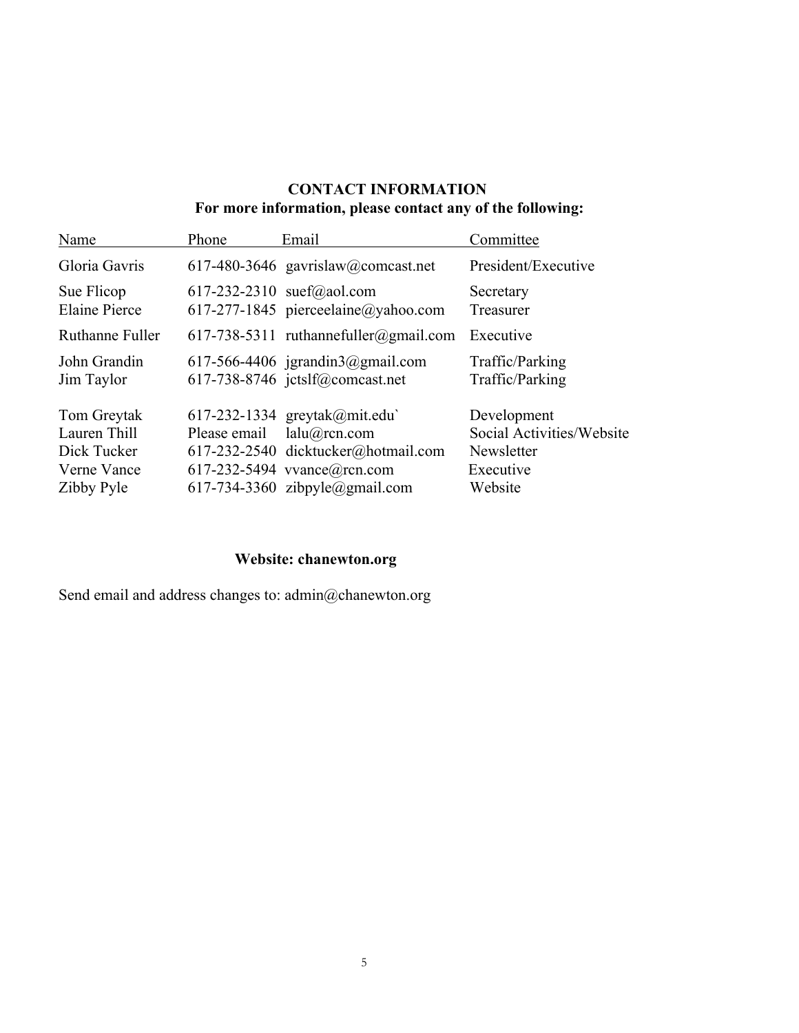**CONTACT INFORMATION**

**For more information, please contact any of the following:**

| Name | Phone | Email | Committee |
|---|---|---|---|
| Gloria Gavris | 617-480-3646 | gavrislaw@comcast.net | President/Executive |
| Sue Flicop | 617-232-2310 | suef@aol.com | Secretary |
| Elaine Pierce | 617-277-1845 | pierceelaine@yahoo.com | Treasurer |
| Ruthanne Fuller | 617-738-5311 | ruthannefuller@gmail.com | Executive |
| John Grandin | 617-566-4406 | jgrandin3@gmail.com | Traffic/Parking |
| Jim Taylor | 617-738-8746 | jctslf@comcast.net | Traffic/Parking |
| Tom Greytak | 617-232-1334 | greytak@mit.edu` | Development |
| Lauren Thill | Please email | lalu@rcn.com | Social Activities/Website |
| Dick Tucker | 617-232-2540 | dicktucker@hotmail.com | Newsletter |
| Verne Vance | 617-232-5494 | vvance@rcn.com | Executive |
| Zibby Pyle | 617-734-3360 | zibpyle@gmail.com | Website |

**Website: chanewton.org**

Send email and address changes to: admin@chanewton.org